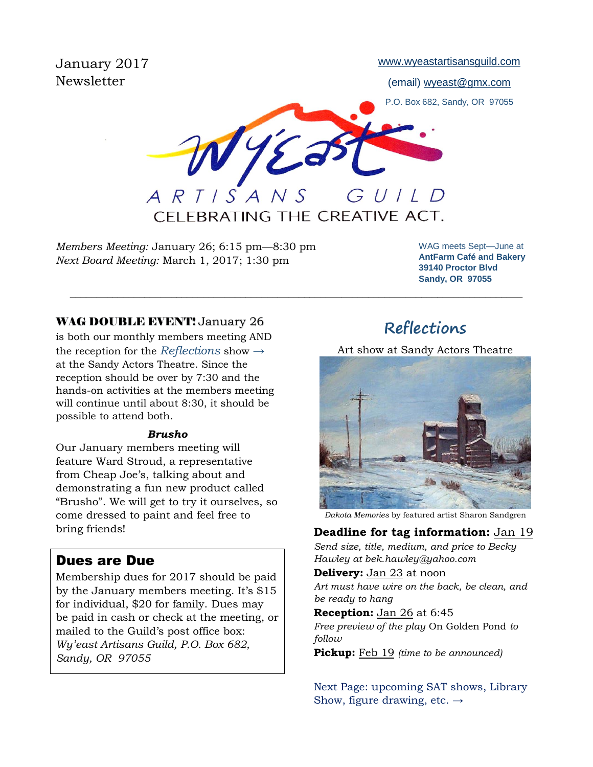January 2017
Newsletter

www.wyeastartisansguild.com

(email) wyeast@gmx.com

P.O. Box 682, Sandy, OR 97055

# Wy'East ARTISANS GUILD

CELEBRATING THE CREATIVE ACT.

*Members Meeting:* January 26; 6:15 pm—8:30 pm
*Next Board Meeting:* March 1, 2017; 1:30 pm

WAG meets Sept—June at
**AntFarm Café and Bakery**
**39140 Proctor Blvd**
**Sandy, OR 97055**

---

**WAG DOUBLE EVENT!** January 26 is both our monthly members meeting AND the reception for the *Reflections* show → at the Sandy Actors Theatre. Since the reception should be over by 7:30 and the hands-on activities at the members meeting will continue until about 8:30, it should be possible to attend both.

***Brusho***

Our January members meeting will feature Ward Stroud, a representative from Cheap Joe's, talking about and demonstrating a fun new product called "Brusho". We will get to try it ourselves, so come dressed to paint and feel free to bring friends!

## Dues are Due

Membership dues for 2017 should be paid by the January members meeting. It's $15 for individual, $20 for family. Dues may be paid in cash or check at the meeting, or mailed to the Guild's post office box: *Wy'east Artisans Guild, P.O. Box 682, Sandy, OR 97055*

## Reflections

Art show at Sandy Actors Theatre

*Dakota Memories* by featured artist Sharon Sandgren

**Deadline for tag information:** Jan 19
*Send size, title, medium, and price to Becky Hawley at bek.hawley@yahoo.com*

**Delivery:** Jan 23 at noon
*Art must have wire on the back, be clean, and be ready to hang*

**Reception:** Jan 26 at 6:45
*Free preview of the play* On Golden Pond *to follow*

**Pickup:** Feb 19 *(time to be announced)*

Next Page: upcoming SAT shows, Library Show, figure drawing, etc. →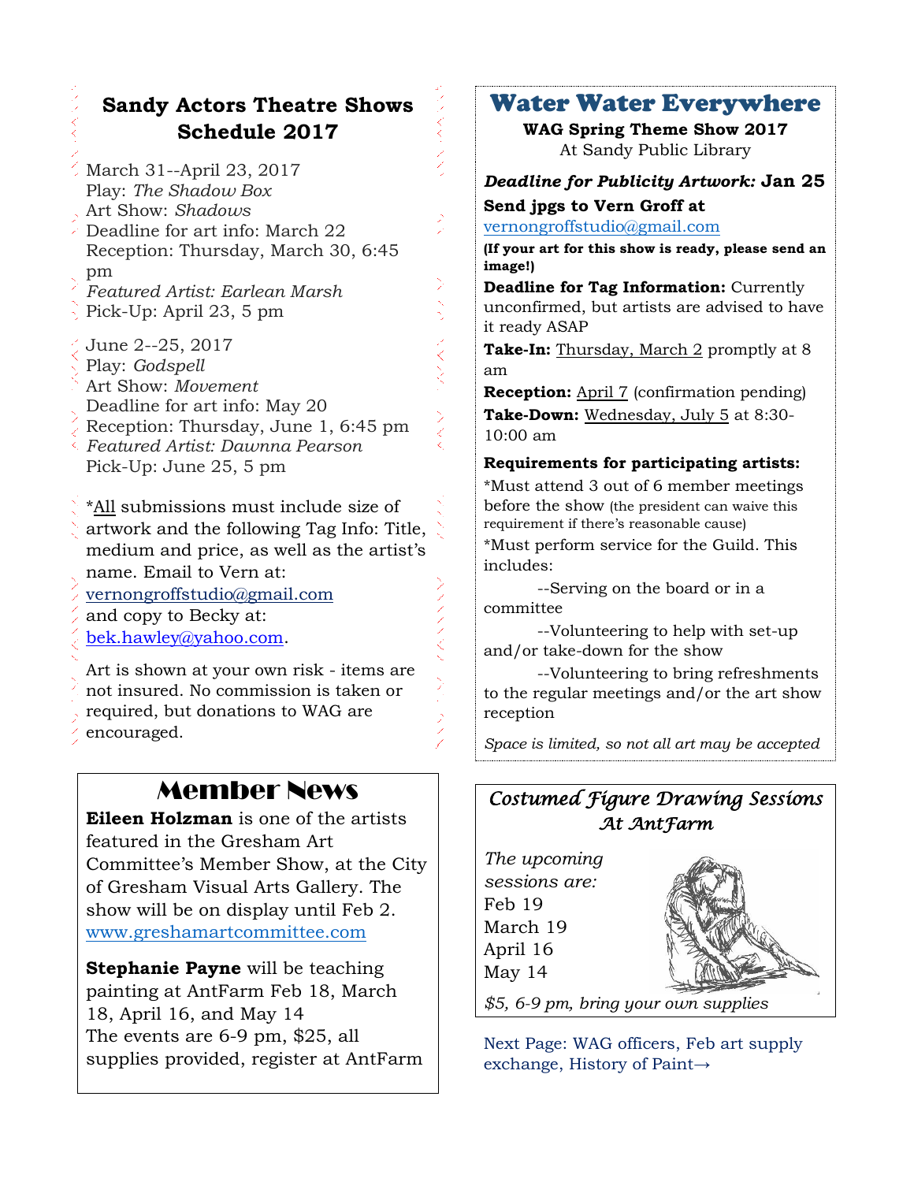## Sandy Actors Theatre Shows Schedule 2017

March 31--April 23, 2017
Play: *The Shadow Box*
Art Show: *Shadows*
Deadline for art info: March 22
Reception: Thursday, March 30, 6:45 pm
*Featured Artist: Earlean Marsh*
Pick-Up: April 23, 5 pm

June 2--25, 2017
Play: *Godspell*
Art Show: *Movement*
Deadline for art info: May 20
Reception: Thursday, June 1, 6:45 pm
*Featured Artist: Dawnna Pearson*
Pick-Up: June 25, 5 pm

*All submissions must include size of artwork and the following Tag Info: Title, medium and price, as well as the artist's name. Email to Vern at: vernongroffstudio@gmail.com and copy to Becky at: bek.hawley@yahoo.com.

Art is shown at your own risk - items are not insured. No commission is taken or required, but donations to WAG are encouraged.

## Member News

**Eileen Holzman** is one of the artists featured in the Gresham Art Committee's Member Show, at the City of Gresham Visual Arts Gallery. The show will be on display until Feb 2. www.greshamartcommittee.com

**Stephanie Payne** will be teaching painting at AntFarm Feb 18, March 18, April 16, and May 14
The events are 6-9 pm, $25, all supplies provided, register at AntFarm

## Water Water Everywhere

**WAG Spring Theme Show 2017**
At Sandy Public Library

***Deadline for Publicity Artwork:*** **Jan 25**

**Send jpgs to Vern Groff at** vernongroffstudio@gmail.com

**(If your art for this show is ready, please send an image!)**

**Deadline for Tag Information:** Currently unconfirmed, but artists are advised to have it ready ASAP

**Take-In:** Thursday, March 2 promptly at 8 am

**Reception:** April 7 (confirmation pending)

**Take-Down:** Wednesday, July 5 at 8:30-10:00 am

**Requirements for participating artists:**

*Must attend 3 out of 6 member meetings before the show (the president can waive this requirement if there's reasonable cause)

*Must perform service for the Guild. This includes:

--Serving on the board or in a committee

--Volunteering to help with set-up and/or take-down for the show

--Volunteering to bring refreshments to the regular meetings and/or the art show reception

*Space is limited, so not all art may be accepted*

## *Costumed Figure Drawing Sessions At AntFarm*

*The upcoming sessions are:*
Feb 19
March 19
April 16
May 14

*$5, 6-9 pm, bring your own supplies*

Next Page: WAG officers, Feb art supply exchange, History of Paint→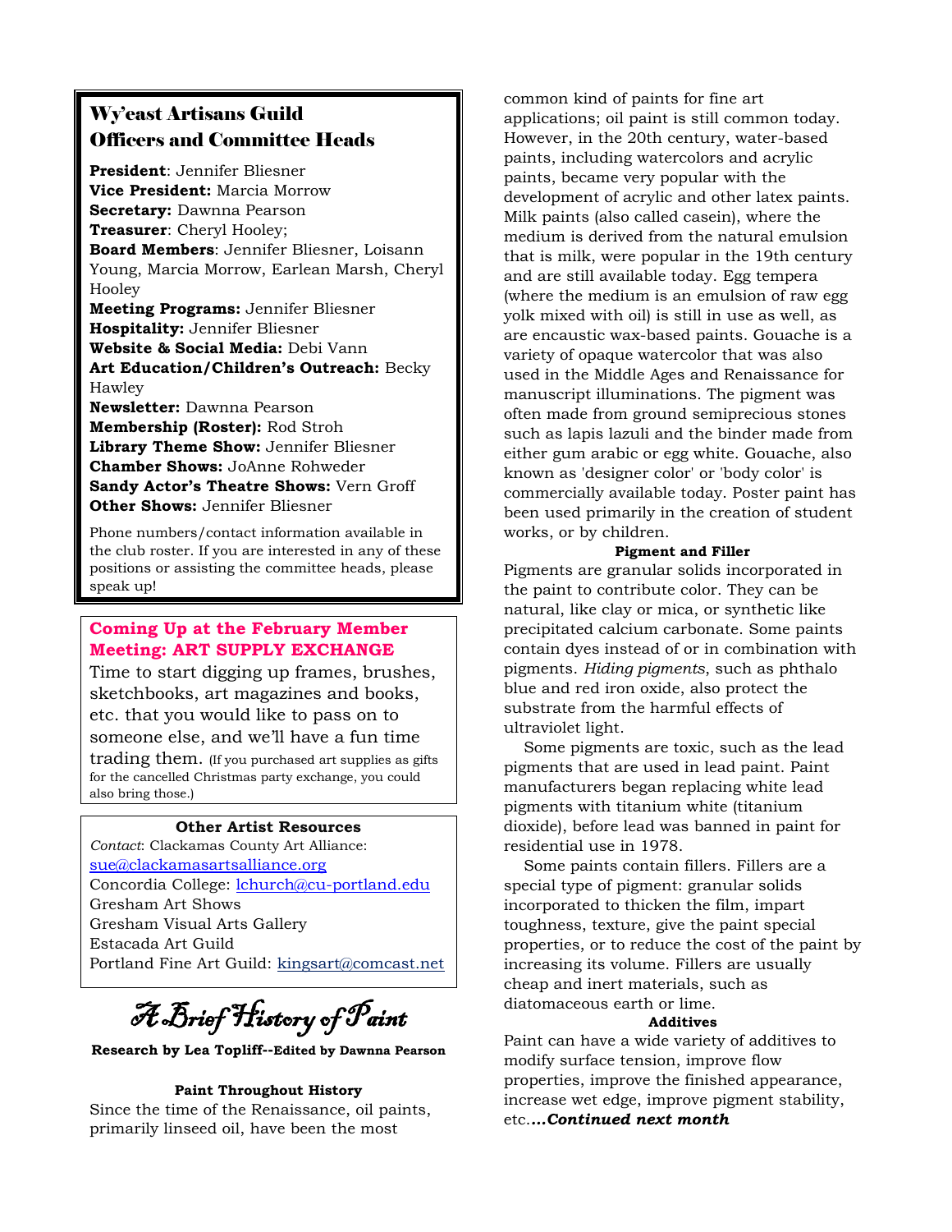## Wy'east Artisans Guild Officers and Committee Heads

**President**: Jennifer Bliesner
**Vice President:** Marcia Morrow
**Secretary:** Dawnna Pearson
**Treasurer**: Cheryl Hooley;
**Board Members**: Jennifer Bliesner, Loisann Young, Marcia Morrow, Earlean Marsh, Cheryl Hooley
**Meeting Programs:** Jennifer Bliesner
**Hospitality:** Jennifer Bliesner
**Website & Social Media:** Debi Vann
**Art Education/Children's Outreach:** Becky Hawley
**Newsletter:** Dawnna Pearson
**Membership (Roster):** Rod Stroh
**Library Theme Show:** Jennifer Bliesner
**Chamber Shows:** JoAnne Rohweder
**Sandy Actor's Theatre Shows:** Vern Groff
**Other Shows:** Jennifer Bliesner

Phone numbers/contact information available in the club roster. If you are interested in any of these positions or assisting the committee heads, please speak up!

### Coming Up at the February Member Meeting: ART SUPPLY EXCHANGE

Time to start digging up frames, brushes, sketchbooks, art magazines and books, etc. that you would like to pass on to someone else, and we'll have a fun time trading them. (If you purchased art supplies as gifts for the cancelled Christmas party exchange, you could also bring those.)

### Other Artist Resources

*Contact*: Clackamas County Art Alliance: sue@clackamasartsalliance.org
Concordia College: lchurch@cu-portland.edu
Gresham Art Shows
Gresham Visual Arts Gallery
Estacada Art Guild
Portland Fine Art Guild: kingsart@comcast.net

# A Brief History of Paint

**Research by Lea Topliff--Edited by Dawnna Pearson**

### Paint Throughout History

Since the time of the Renaissance, oil paints, primarily linseed oil, have been the most common kind of paints for fine art applications; oil paint is still common today. However, in the 20th century, water-based paints, including watercolors and acrylic paints, became very popular with the development of acrylic and other latex paints. Milk paints (also called casein), where the medium is derived from the natural emulsion that is milk, were popular in the 19th century and are still available today. Egg tempera (where the medium is an emulsion of raw egg yolk mixed with oil) is still in use as well, as are encaustic wax-based paints. Gouache is a variety of opaque watercolor that was also used in the Middle Ages and Renaissance for manuscript illuminations. The pigment was often made from ground semiprecious stones such as lapis lazuli and the binder made from either gum arabic or egg white. Gouache, also known as 'designer color' or 'body color' is commercially available today. Poster paint has been used primarily in the creation of student works, or by children.

### Pigment and Filler

Pigments are granular solids incorporated in the paint to contribute color. They can be natural, like clay or mica, or synthetic like precipitated calcium carbonate. Some paints contain dyes instead of or in combination with pigments. *Hiding pigments*, such as phthalo blue and red iron oxide, also protect the substrate from the harmful effects of ultraviolet light.

Some pigments are toxic, such as the lead pigments that are used in lead paint. Paint manufacturers began replacing white lead pigments with titanium white (titanium dioxide), before lead was banned in paint for residential use in 1978.

Some paints contain fillers. Fillers are a special type of pigment: granular solids incorporated to thicken the film, impart toughness, texture, give the paint special properties, or to reduce the cost of the paint by increasing its volume. Fillers are usually cheap and inert materials, such as diatomaceous earth or lime.

### Additives

Paint can have a wide variety of additives to modify surface tension, improve flow properties, improve the finished appearance, increase wet edge, improve pigment stability, etc.***…Continued next month***